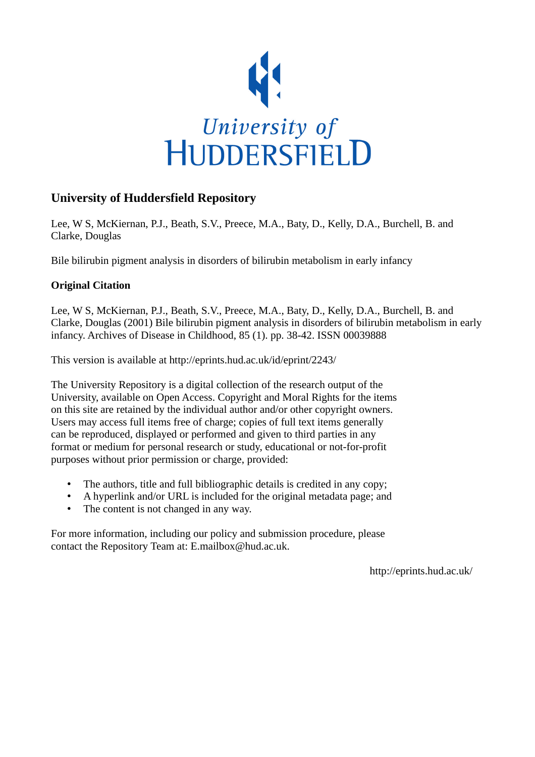# University of Huddersfield Repository

Lee, W S, McKiernan, P.J., Beath, S.V., Preece, M.A., Baty, D., Kelly, D.A., Burchell, B. and Clarke, Douglas

Bile bilirubin pigment analysis in disorders of bilirubin metabolism in early infancy

## Original Citation

Lee, W S, McKiernan, P.J., Beath, S.V., Preece, M.A., Baty, D., Kelly, D.A., Burchell, B. and Clarke, Douglas (2001) Bile bilirubin pigment analysis in disorders of bilirubin metabolism in early infancy. Archives of Disease in Childhood, 85 (1). pp. 38-42. ISSN 00039888

This version is available at http://eprints.hud.ac.uk/id/eprint/2243/

The University Repository is a digital collection of the research output of the University, available on Open Access. Copyright and Moral Rights for the items on this site are retained by the individual author and/or other copyright owners. Users may access full items free of charge; copies of full text items generally can be reproduced, displayed or performed and given to third parties in any format or medium for personal research or study, educational or not-for-profit purposes without prior permission or charge, provided:

- The authors, title and full bibliographic details is credited in any copy;
- A hyperlink and/or URL is included for the original metadata page; and
- The content is not changed in any way.

For more information, including our policy and submission procedure, please contact the Repository Team at: E.mailbox@hud.ac.uk.

http://eprints.hud.ac.uk/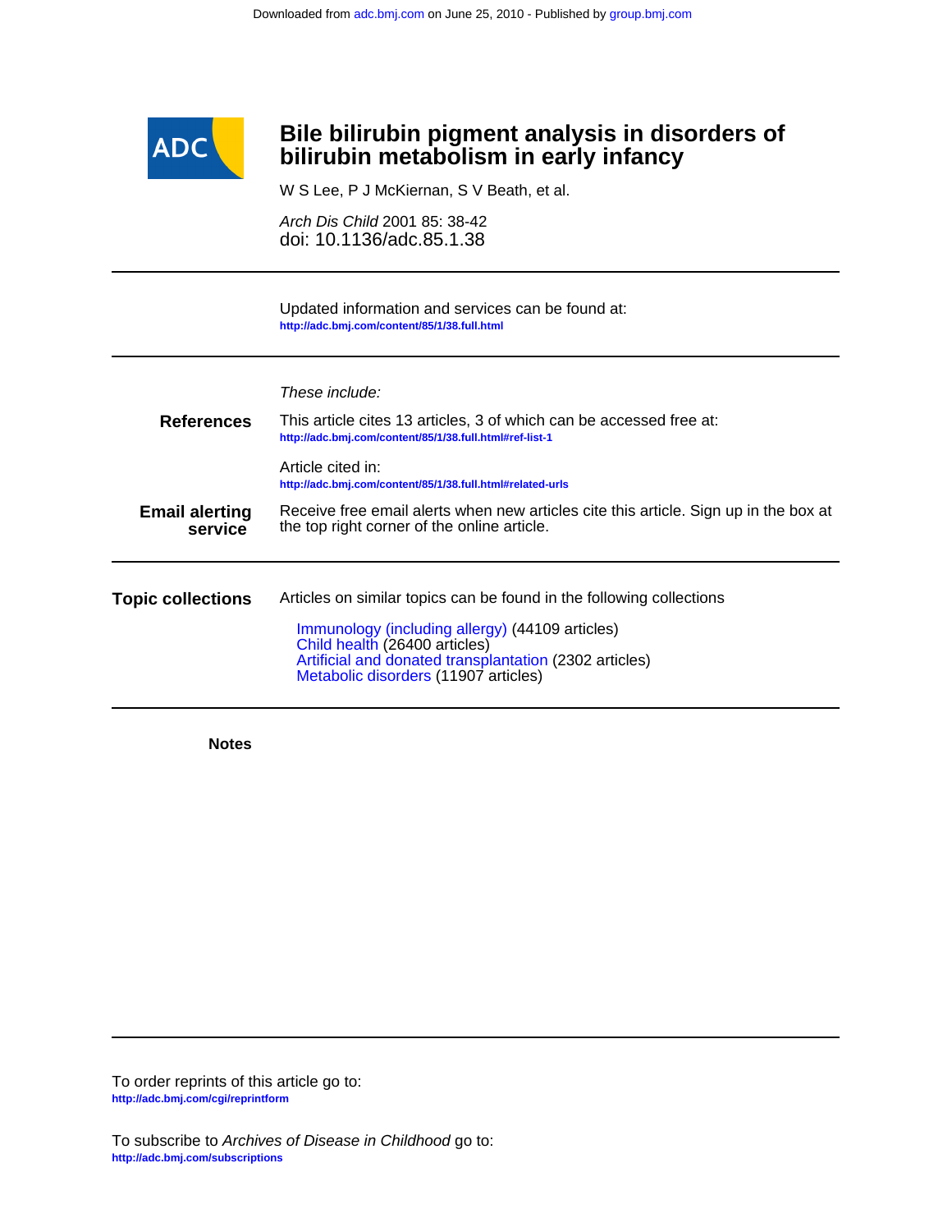# Bile bilirubin pigment analysis in disorders of bilirubin metabolism in early infancy

W S Lee, P J McKiernan, S V Beath, et al.

*Arch Dis Child* 2001 85: 38-42
doi: 10.1136/adc.85.1.38

---

Updated information and services can be found at:
http://adc.bmj.com/content/85/1/38.full.html

---

*These include:*

**References**

This article cites 13 articles, 3 of which can be accessed free at:
http://adc.bmj.com/content/85/1/38.full.html#ref-list-1

Article cited in:
http://adc.bmj.com/content/85/1/38.full.html#related-urls

**Email alerting service**

Receive free email alerts when new articles cite this article. Sign up in the box at the top right corner of the online article.

---

**Topic collections**

Articles on similar topics can be found in the following collections

- Immunology (including allergy) (44109 articles)
- Child health (26400 articles)
- Artificial and donated transplantation (2302 articles)
- Metabolic disorders (11907 articles)

---

**Notes**

---

To order reprints of this article go to:
http://adc.bmj.com/cgi/reprintform

To subscribe to *Archives of Disease in Childhood* go to:
http://adc.bmj.com/subscriptions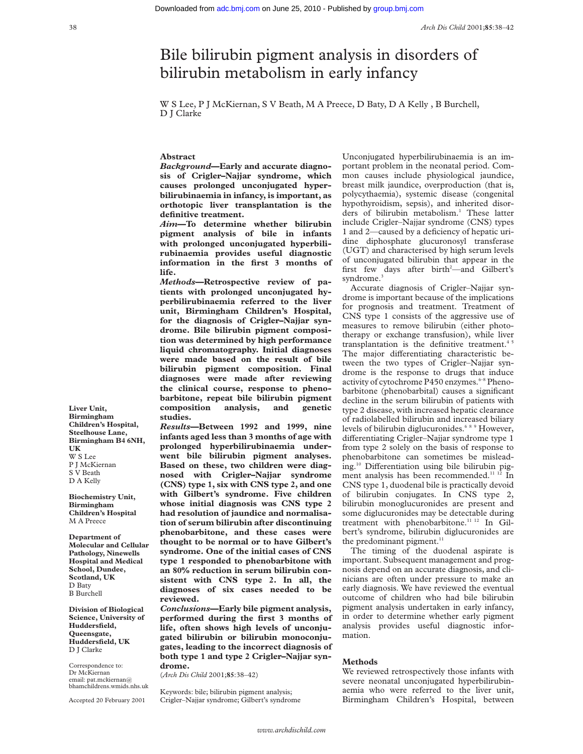# Bile bilirubin pigment analysis in disorders of bilirubin metabolism in early infancy

W S Lee, P J McKiernan, S V Beath, M A Preece, D Baty, D A Kelly, B Burchell, D J Clarke

## Abstract

***Background*—Early and accurate diagnosis of Crigler–Najjar syndrome, which causes prolonged unconjugated hyperbilirubinaemia in infancy, is important, as orthotopic liver transplantation is the definitive treatment.**

***Aim*—To determine whether bilirubin pigment analysis of bile in infants with prolonged unconjugated hyperbilirubinaemia provides useful diagnostic information in the first 3 months of life.**

***Methods*—Retrospective review of patients with prolonged unconjugated hyperbilirubinaemia referred to the liver unit, Birmingham Children's Hospital, for the diagnosis of Crigler–Najjar syndrome. Bile bilirubin pigment composition was determined by high performance liquid chromatography. Initial diagnoses were made based on the result of bile bilirubin pigment composition. Final diagnoses were made after reviewing the clinical course, response to phenobarbitone, repeat bile bilirubin pigment composition analysis, and genetic studies.**

***Results*—Between 1992 and 1999, nine infants aged less than 3 months of age with prolonged hyperbilirubinaemia underwent bile bilirubin pigment analyses. Based on these, two children were diagnosed with Crigler–Najjar syndrome (CNS) type 1, six with CNS type 2, and one with Gilbert's syndrome. Five children whose initial diagnosis was CNS type 2 had resolution of jaundice and normalisation of serum bilirubin after discontinuing phenobarbitone, and these cases were thought to be normal or to have Gilbert's syndrome. One of the initial cases of CNS type 1 responded to phenobarbitone with an 80% reduction in serum bilirubin consistent with CNS type 2. In all, the diagnoses of six cases needed to be reviewed.**

***Conclusions*—Early bile pigment analysis, performed during the first 3 months of life, often shows high levels of unconjugated bilirubin or bilirubin monoconjugates, leading to the incorrect diagnosis of both type 1 and type 2 Crigler–Najjar syndrome.**

(*Arch Dis Child* 2001;**85**:38–42)

Keywords: bile; bilirubin pigment analysis; Crigler–Najjar syndrome; Gilbert's syndrome

**Liver Unit, Birmingham Children's Hospital, Steelhouse Lane, Birmingham B4 6NH, UK**
W S Lee
P J McKiernan
S V Beath
D A Kelly

**Biochemistry Unit, Birmingham Children's Hospital**
M A Preece

**Department of Molecular and Cellular Pathology, Ninewells Hospital and Medical School, Dundee, Scotland, UK**
D Baty
B Burchell

**Division of Biological Science, University of Huddersfield, Queensgate, Huddersfield, UK**
D J Clarke

Correspondence to: Dr McKiernan
email: pat.mckiernan@bhamchildrens.wmids.nhs.uk

Accepted 20 February 2001

Unconjugated hyperbilirubinaemia is an important problem in the neonatal period. Common causes include physiological jaundice, breast milk jaundice, overproduction (that is, polycythaemia), systemic disease (congenital hypothyroidism, sepsis), and inherited disorders of bilirubin metabolism.[1] These latter include Crigler–Najjar syndrome (CNS) types 1 and 2—caused by a deficiency of hepatic uridine diphosphate glucuronosyl transferase (UGT) and characterised by high serum levels of unconjugated bilirubin that appear in the first few days after birth[2]—and Gilbert's syndrome.[3]

Accurate diagnosis of Crigler–Najjar syndrome is important because of the implications for prognosis and treatment. Treatment of CNS type 1 consists of the aggressive use of measures to remove bilirubin (either phototherapy or exchange transfusion), while liver transplantation is the definitive treatment.[4 5] The major differentiating characteristic between the two types of Crigler–Najjar syndrome is the response to drugs that induce activity of cytochrome P450 enzymes.[6–8] Phenobarbitone (phenobarbital) causes a significant decline in the serum bilirubin of patients with type 2 disease, with increased hepatic clearance of radiolabelled bilirubin and increased biliary levels of bilirubin diglucuronides.[6 8 9] However, differentiating Crigler–Najjar syndrome type 1 from type 2 solely on the basis of response to phenobarbitone can sometimes be misleading.[10] Differentiation using bile bilirubin pigment analysis has been recommended.[11 12] In CNS type 1, duodenal bile is practically devoid of bilirubin conjugates. In CNS type 2, bilirubin monoglucuronides are present and some diglucuronides may be detectable during treatment with phenobarbitone.[11 12] In Gilbert's syndrome, bilirubin diglucuronides are the predominant pigment.[11]

The timing of the duodenal aspirate is important. Subsequent management and prognosis depend on an accurate diagnosis, and clinicians are often under pressure to make an early diagnosis. We have reviewed the eventual outcome of children who had bile bilirubin pigment analysis undertaken in early infancy, in order to determine whether early pigment analysis provides useful diagnostic information.

## Methods

We reviewed retrospectively those infants with severe neonatal unconjugated hyperbilirubinaemia who were referred to the liver unit, Birmingham Children's Hospital, between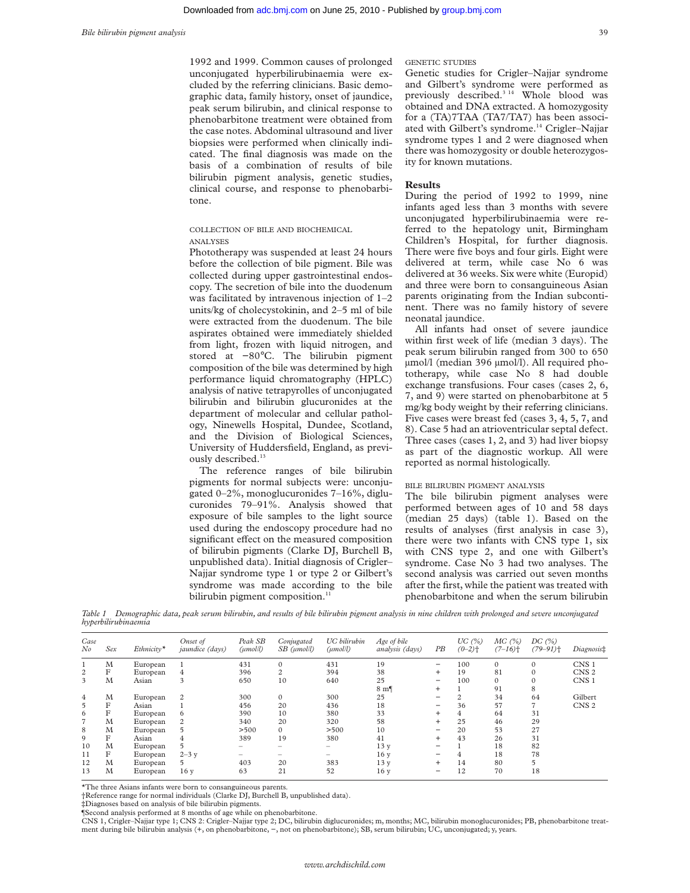1992 and 1999. Common causes of prolonged unconjugated hyperbilirubinaemia were excluded by the referring clinicians. Basic demographic data, family history, onset of jaundice, peak serum bilirubin, and clinical response to phenobarbitone treatment were obtained from the case notes. Abdominal ultrasound and liver biopsies were performed when clinically indicated. The final diagnosis was made on the basis of a combination of results of bile bilirubin pigment analysis, genetic studies, clinical course, and response to phenobarbitone.

### COLLECTION OF BILE AND BIOCHEMICAL ANALYSES

Phototherapy was suspended at least 24 hours before the collection of bile pigment. Bile was collected during upper gastrointestinal endoscopy. The secretion of bile into the duodenum was facilitated by intravenous injection of 1–2 units/kg of cholecystokinin, and 2–5 ml of bile were extracted from the duodenum. The bile aspirates obtained were immediately shielded from light, frozen with liquid nitrogen, and stored at −80°C. The bilirubin pigment composition of the bile was determined by high performance liquid chromatography (HPLC) analysis of native tetrapyrolles of unconjugated bilirubin and bilirubin glucuronides at the department of molecular and cellular pathology, Ninewells Hospital, Dundee, Scotland, and the Division of Biological Sciences, University of Huddersfield, England, as previously described.[13]

The reference ranges of bile bilirubin pigments for normal subjects were: unconjugated 0–2%, monoglucuronides 7–16%, diglucuronides 79–91%. Analysis showed that exposure of bile samples to the light source used during the endoscopy procedure had no significant effect on the measured composition of bilirubin pigments (Clarke DJ, Burchell B, unpublished data). Initial diagnosis of Crigler–Najjar syndrome type 1 or type 2 or Gilbert's syndrome was made according to the bile bilirubin pigment composition.[11]

### GENETIC STUDIES

Genetic studies for Crigler–Najjar syndrome and Gilbert's syndrome were performed as previously described.[3 14] Whole blood was obtained and DNA extracted. A homozygosity for a (TA)7TAA (TA7/TA7) has been associated with Gilbert's syndrome.[14] Crigler–Najjar syndrome types 1 and 2 were diagnosed when there was homozygosity or double heterozygosity for known mutations.

## Results

During the period of 1992 to 1999, nine infants aged less than 3 months with severe unconjugated hyperbilirubinaemia were referred to the hepatology unit, Birmingham Children's Hospital, for further diagnosis. There were five boys and four girls. Eight were delivered at term, while case No 6 was delivered at 36 weeks. Six were white (Europid) and three were born to consanguineous Asian parents originating from the Indian subcontinent. There was no family history of severe neonatal jaundice.

All infants had onset of severe jaundice within first week of life (median 3 days). The peak serum bilirubin ranged from 300 to 650 µmol/l (median 396 µmol/l). All required phototherapy, while case No 8 had double exchange transfusions. Four cases (cases 2, 6, 7, and 9) were started on phenobarbitone at 5 mg/kg body weight by their referring clinicians. Five cases were breast fed (cases 3, 4, 5, 7, and 8). Case 5 had an atrioventricular septal defect. Three cases (cases 1, 2, and 3) had liver biopsy as part of the diagnostic workup. All were reported as normal histologically.

### BILE BILIRUBIN PIGMENT ANALYSIS

The bile bilirubin pigment analyses were performed between ages of 10 and 58 days (median 25 days) (table 1). Based on the results of analyses (first analysis in case 3), there were two infants with CNS type 1, six with CNS type 2, and one with Gilbert's syndrome. Case No 3 had two analyses. The second analysis was carried out seven months after the first, while the patient was treated with phenobarbitone and when the serum bilirubin

*Table 1 Demographic data, peak serum bilirubin, and results of bile bilirubin pigment analysis in nine children with prolonged and severe unconjugated hyperbilirubinaemia*

| Case No | Sex | Ethnicity* | Onset of jaundice (days) | Peak SB (µmol/l) | Conjugated SB (µmol/l) | UC bilirubin (µmol/l) | Age of bile analysis (days) | PB | UC (%) (0–2)† | MC (%) (7–16)† | DC (%) (79–91)† | Diagnosis‡ |
|---|---|---|---|---|---|---|---|---|---|---|---|---|
| 1 | M | European | 1 | 431 | 0 | 431 | 19 | − | 100 | 0 | 0 | CNS 1 |
| 2 | F | European | 4 | 396 | 2 | 394 | 38 | + | 19 | 81 | 0 | CNS 2 |
| 3 | M | Asian | 3 | 650 | 10 | 640 | 25 | − | 100 | 0 | 0 | CNS 1 |
| | | | | | | | 8 m¶ | + | 1 | 91 | 8 | |
| 4 | M | European | 2 | 300 | 0 | 300 | 25 | − | 2 | 34 | 64 | Gilbert |
| 5 | F | Asian | 1 | 456 | 20 | 436 | 18 | − | 36 | 57 | 7 | CNS 2 |
| 6 | F | European | 6 | 390 | 10 | 380 | 33 | + | 4 | 64 | 31 | |
| 7 | M | European | 2 | 340 | 20 | 320 | 58 | + | 25 | 46 | 29 | |
| 8 | M | European | 5 | >500 | 0 | >500 | 10 | − | 20 | 53 | 27 | |
| 9 | F | Asian | 4 | 389 | 19 | 380 | 41 | + | 43 | 26 | 31 | |
| 10 | M | European | 5 | – | – | – | 13 y | − | 1 | 18 | 82 | |
| 11 | F | European | 2–3 y | – | – | – | 16 y | − | 4 | 18 | 78 | |
| 12 | M | European | 5 | 403 | 20 | 383 | 13 y | + | 14 | 80 | 5 | |
| 13 | M | European | 16 y | 63 | 21 | 52 | 16 y | − | 12 | 70 | 18 | |

*The three Asians infants were born to consanguineous parents.
†Reference range for normal individuals (Clarke DJ, Burchell B, unpublished data).
‡Diagnoses based on analysis of bile bilirubin pigments.
¶Second analysis performed at 8 months of age while on phenobarbitone.
CNS 1, Crigler–Najjar type 1; CNS 2: Crigler–Najjar type 2; DC, bilirubin diglucuronides; m, months; MC, bilirubin monoglucuronides; PB, phenobarbitone treatment during bile bilirubin analysis (+, on phenobarbitone, −, not on phenobarbitone); SB, serum bilirubin; UC, unconjugated; y, years.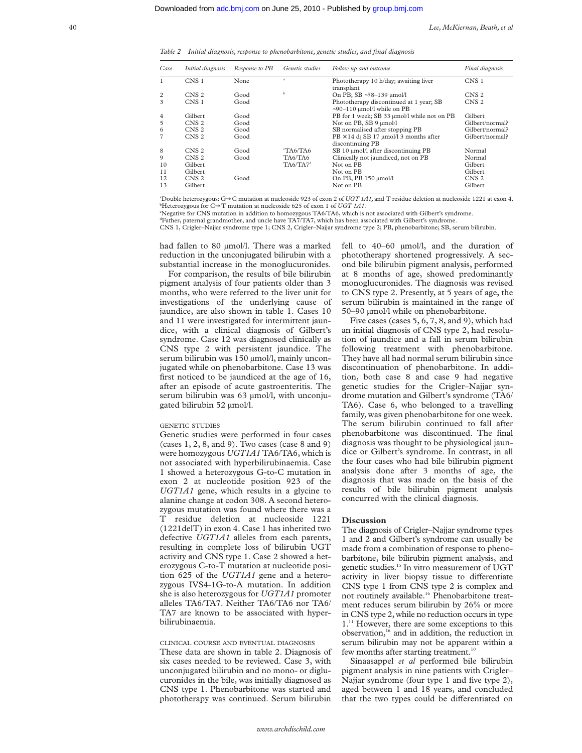*Table 2 Initial diagnosis, response to phenobarbitone, genetic studies, and final diagnosis*

| Case | Initial diagnosis | Response to PB | Genetic studies | Follow up and outcome | Final diagnosis |
|---|---|---|---|---|---|
| 1 | CNS 1 | None | [a] | Phototherapy 10 h/day; awaiting liver transplant | CNS 1 |
| 2 | CNS 2 | Good | [b] | On PB; SB ~78–139 µmol/l | CNS 2 |
| 3 | CNS 1 | Good | | Phototherapy discontinued at 1 year; SB ~90–110 µmol/l while on PB | CNS 2 |
| 4 | Gilbert | Good | | PB for 1 week; SB 33 µmol/l while not on PB | Gilbert |
| 5 | CNS 2 | Good | | Not on PB, SB 9 µmol/l | Gilbert/normal? |
| 6 | CNS 2 | Good | | SB normalised after stopping PB | Gilbert/normal? |
| 7 | CNS 2 | Good | | PB ×14 d; SB 17 µmol/l 3 months after discontinuing PB | Gilbert/normal? |
| 8 | CNS 2 | Good | [c]TA6/TA6 | SB 10 µmol/l after discontinuing PB | Normal |
| 9 | CNS 2 | Good | TA6/TA6 | Clinically not jaundiced, not on PB | Normal |
| 10 | Gilbert | | TA6/TA7[d] | Not on PB | Gilbert |
| 11 | Gilbert | | | Not on PB | Gilbert |
| 12 | CNS 2 | Good | | On PB, PB 150 µmol/l | CNS 2 |
| 13 | Gilbert | | | Not on PB | Gilbert |

[a]Double heterozygous: G→C mutation at nucleoside 923 of exon 2 of *UGT 1A1*, and T residue deletion at nucleoside 1221 at exon 4.
[b]Heterozygous for C→T mutation at nucleoside 625 of exon 1 of *UGT 1A1*.
[c]Negative for CNS mutation in addition to homozygous TA6/TA6, which is not associated with Gilbert's syndrome.
[d]Father, paternal grandmother, and uncle have TA7/TA7, which has been associated with Gilbert's syndrome.
CNS 1, Crigler–Najjar syndrome type 1; CNS 2, Crigler–Najjar syndrome type 2; PB, phenobarbitone; SB, serum bilirubin.

had fallen to 80 µmol/l. There was a marked reduction in the unconjugated bilirubin with a substantial increase in the monoglucuronides.

For comparison, the results of bile bilirubin pigment analysis of four patients older than 3 months, who were referred to the liver unit for investigations of the underlying cause of jaundice, are also shown in table 1. Cases 10 and 11 were investigated for intermittent jaundice, with a clinical diagnosis of Gilbert's syndrome. Case 12 was diagnosed clinically as CNS type 2 with persistent jaundice. The serum bilirubin was 150 µmol/l, mainly unconjugated while on phenobarbitone. Case 13 was first noticed to be jaundiced at the age of 16, after an episode of acute gastroenteritis. The serum bilirubin was 63 µmol/l, with unconjugated bilirubin 52 µmol/l.

### GENETIC STUDIES

Genetic studies were performed in four cases (cases 1, 2, 8, and 9). Two cases (case 8 and 9) were homozygous *UGT1A1* TA6/TA6, which is not associated with hyperbilirubinaemia. Case 1 showed a heterozygous G-to-C mutation in exon 2 at nucleotide position 923 of the *UGT1A1* gene, which results in a glycine to alanine change at codon 308. A second heterozygous mutation was found where there was a T residue deletion at nucleoside 1221 (1221delT) in exon 4. Case 1 has inherited two defective *UGT1A1* alleles from each parents, resulting in complete loss of bilirubin UGT activity and CNS type 1. Case 2 showed a heterozygous C-to-T mutation at nucleotide position 625 of the *UGT1A1* gene and a heterozygous IVS4-1G-to-A mutation. In addition she is also heterozygous for *UGT1A1* promoter alleles TA6/TA7. Neither TA6/TA6 nor TA6/TA7 are known to be associated with hyperbilirubinaemia.

### CLINICAL COURSE AND EVENTUAL DIAGNOSES

These data are shown in table 2. Diagnosis of six cases needed to be reviewed. Case 3, with unconjugated bilirubin and no mono- or diglucuronides in the bile, was initially diagnosed as CNS type 1. Phenobarbitone was started and phototherapy was continued. Serum bilirubin fell to 40–60 µmol/l, and the duration of phototherapy shortened progressively. A second bile bilirubin pigment analysis, performed at 8 months of age, showed predominantly monoglucuronides. The diagnosis was revised to CNS type 2. Presently, at 5 years of age, the serum bilirubin is maintained in the range of 50–90 µmol/l while on phenobarbitone.

Five cases (cases 5, 6, 7, 8, and 9), which had an initial diagnosis of CNS type 2, had resolution of jaundice and a fall in serum bilirubin following treatment with phenobarbitone. They have all had normal serum bilirubin since discontinuation of phenobarbitone. In addition, both case 8 and case 9 had negative genetic studies for the Crigler–Najjar syndrome mutation and Gilbert's syndrome (TA6/TA6). Case 6, who belonged to a travelling family, was given phenobarbitone for one week. The serum bilirubin continued to fall after phenobarbitone was discontinued. The final diagnosis was thought to be physiological jaundice or Gilbert's syndrome. In contrast, in all the four cases who had bile bilirubin pigment analysis done after 3 months of age, the diagnosis that was made on the basis of the results of bile bilirubin pigment analysis concurred with the clinical diagnosis.

## Discussion

The diagnosis of Crigler–Najjar syndrome types 1 and 2 and Gilbert's syndrome can usually be made from a combination of response to phenobarbitone, bile bilirubin pigment analysis, and genetic studies.[15] In vitro measurement of UGT activity in liver biopsy tissue to differentiate CNS type 1 from CNS type 2 is complex and not routinely available.[16] Phenobarbitone treatment reduces serum bilirubin by 26% or more in CNS type 2, while no reduction occurs in type 1.[11] However, there are some exceptions to this observation,[16] and in addition, the reduction in serum bilirubin may not be apparent within a few months after starting treatment.[10]

Sinaasappel *et al* performed bile bilirubin pigment analysis in nine patients with Crigler–Najjar syndrome (four type 1 and five type 2), aged between 1 and 18 years, and concluded that the two types could be differentiated on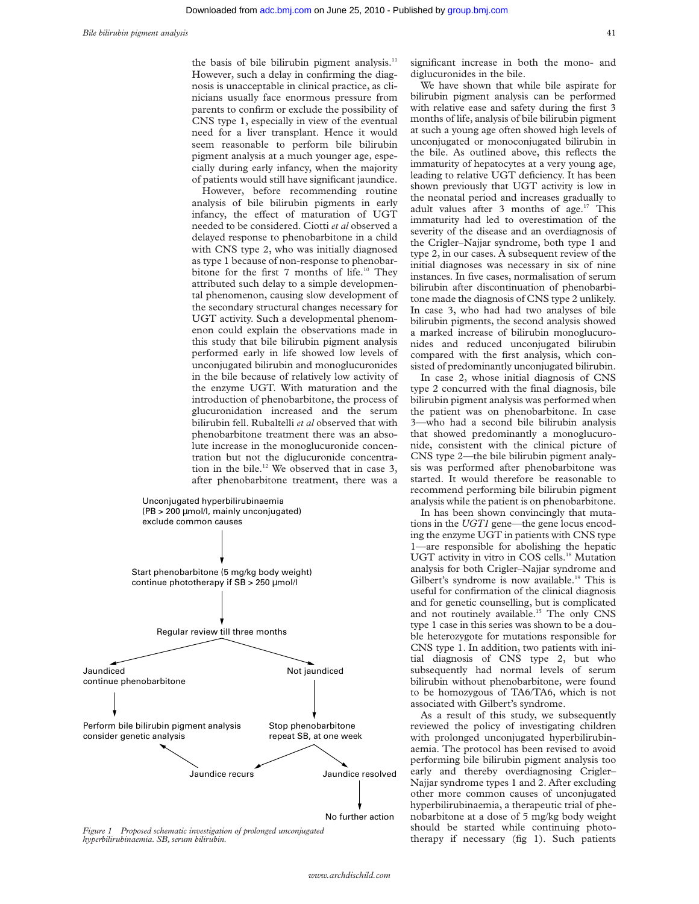the basis of bile bilirubin pigment analysis.[11] However, such a delay in confirming the diagnosis is unacceptable in clinical practice, as clinicians usually face enormous pressure from parents to confirm or exclude the possibility of CNS type 1, especially in view of the eventual need for a liver transplant. Hence it would seem reasonable to perform bile bilirubin pigment analysis at a much younger age, especially during early infancy, when the majority of patients would still have significant jaundice.

However, before recommending routine analysis of bile bilirubin pigments in early infancy, the effect of maturation of UGT needed to be considered. Ciotti *et al* observed a delayed response to phenobarbitone in a child with CNS type 2, who was initially diagnosed as type 1 because of non-response to phenobarbitone for the first 7 months of life.[10] They attributed such delay to a simple developmental phenomenon, causing slow development of the secondary structural changes necessary for UGT activity. Such a developmental phenomenon could explain the observations made in this study that bile bilirubin pigment analysis performed early in life showed low levels of unconjugated bilirubin and monoglucuronides in the bile because of relatively low activity of the enzyme UGT. With maturation and the introduction of phenobarbitone, the process of glucuronidation increased and the serum bilirubin fell. Rubaltelli *et al* observed that with phenobarbitone treatment there was an absolute increase in the monoglucuronide concentration but not the diglucuronide concentration in the bile.[12] We observed that in case 3, after phenobarbitone treatment, there was a significant increase in both the mono- and diglucuronides in the bile.

We have shown that while bile aspirate for bilirubin pigment analysis can be performed with relative ease and safety during the first 3 months of life, analysis of bile bilirubin pigment at such a young age often showed high levels of unconjugated or monoconjugated bilirubin in the bile. As outlined above, this reflects the immaturity of hepatocytes at a very young age, leading to relative UGT deficiency. It has been shown previously that UGT activity is low in the neonatal period and increases gradually to adult values after 3 months of age.[17] This immaturity had led to overestimation of the severity of the disease and an overdiagnosis of the Crigler–Najjar syndrome, both type 1 and type 2, in our cases. A subsequent review of the initial diagnoses was necessary in six of nine instances. In five cases, normalisation of serum bilirubin after discontinuation of phenobarbitone made the diagnosis of CNS type 2 unlikely. In case 3, who had had two analyses of bile bilirubin pigments, the second analysis showed a marked increase of bilirubin monoglucuronides and reduced unconjugated bilirubin compared with the first analysis, which consisted of predominantly unconjugated bilirubin.

In case 2, whose initial diagnosis of CNS type 2 concurred with the final diagnosis, bile bilirubin pigment analysis was performed when the patient was on phenobarbitone. In case 3—who had a second bile bilirubin analysis that showed predominantly a monoglucuronide, consistent with the clinical picture of CNS type 2—the bile bilirubin pigment analysis was performed after phenobarbitone was started. It would therefore be reasonable to recommend performing bile bilirubin pigment analysis while the patient is on phenobarbitone.

In has been shown convincingly that mutations in the *UGT1* gene—the gene locus encoding the enzyme UGT in patients with CNS type 1—are responsible for abolishing the hepatic UGT activity in vitro in COS cells.[18] Mutation analysis for both Crigler–Najjar syndrome and Gilbert's syndrome is now available.[19] This is useful for confirmation of the clinical diagnosis and for genetic counselling, but is complicated and not routinely available.[15] The only CNS type 1 case in this series was shown to be a double heterozygote for mutations responsible for CNS type 1. In addition, two patients with initial diagnosis of CNS type 2, but who subsequently had normal levels of serum bilirubin without phenobarbitone, were found to be homozygous of TA6/TA6, which is not associated with Gilbert's syndrome.

As a result of this study, we subsequently reviewed the policy of investigating children with prolonged unconjugated hyperbilirubinaemia. The protocol has been revised to avoid performing bile bilirubin pigment analysis too early and thereby overdiagnosing Crigler–Najjar syndrome types 1 and 2. After excluding other more common causes of unconjugated hyperbilirubinaemia, a therapeutic trial of phenobarbitone at a dose of 5 mg/kg body weight should be started while continuing phototherapy if necessary (fig 1). Such patients

Unconjugated hyperbilirubinaemia (PB > 200 µmol/l, mainly unconjugated) exclude common causes
→ Start phenobarbitone (5 mg/kg body weight) continue phototherapy if SB > 250 µmol/l
→ Regular review till three months
- Jaundiced, continue phenobarbitone → Perform bile bilirubin pigment analysis, consider genetic analysis
- Not jaundiced → Stop phenobarbitone, repeat SB, at one week
  - Jaundice recurs → Perform bile bilirubin pigment analysis, consider genetic analysis
  - Jaundice resolved → No further action

*Figure 1 Proposed schematic investigation of prolonged unconjugated hyperbilirubinaemia. SB, serum bilirubin.*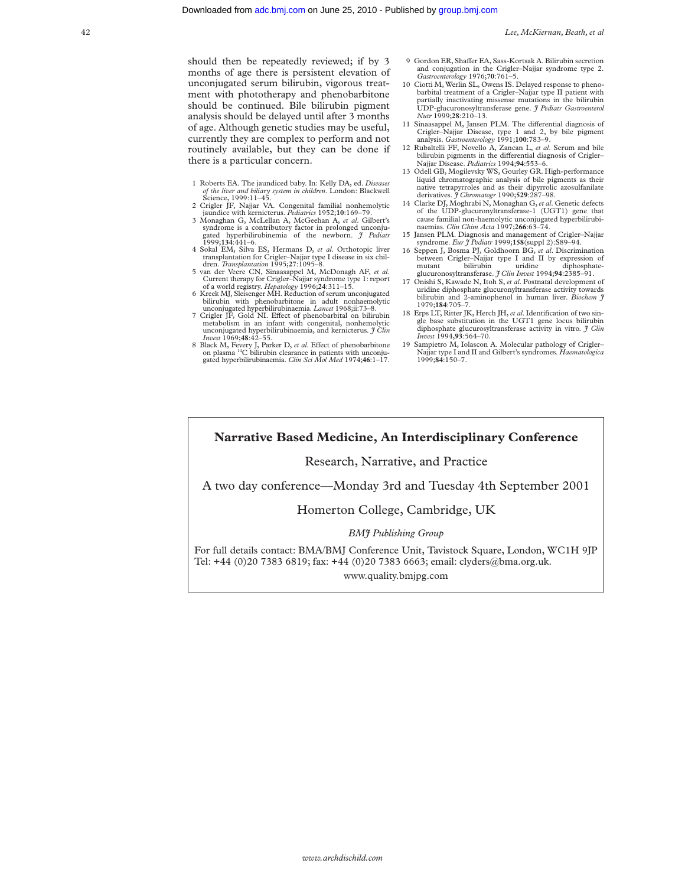should then be repeatedly reviewed; if by 3 months of age there is persistent elevation of unconjugated serum bilirubin, vigorous treatment with phototherapy and phenobarbitone should be continued. Bile bilirubin pigment analysis should be delayed until after 3 months of age. Although genetic studies may be useful, currently they are complex to perform and not routinely available, but they can be done if there is a particular concern.

1. Roberts EA. The jaundiced baby. In: Kelly DA, ed. *Diseases of the liver and biliary system in children*. London: Blackwell Science, 1999:11–45.
2. Crigler JF, Najjar VA. Congenital familial nonhemolytic jaundice with kernicterus. *Pediatrics* 1952;**10**:169–79.
3. Monaghan G, McLellan A, McGeehan A, *et al*. Gilbert's syndrome is a contributory factor in prolonged unconjugated hyperbilirubinemia of the newborn. *J Pediatr* 1999;**134**:441–6.
4. Sokal EM, Silva ES, Hermans D, *et al*. Orthotopic liver transplantation for Crigler–Najjar type I disease in six children. *Transplantation* 1995;**27**:1095–8.
5. van der Veere CN, Sinaasappel M, McDonagh AF, *et al*. Current therapy for Crigler–Najjar syndrome type 1: report of a world registry. *Hepatology* 1996;**24**:311–15.
6. Kreek MJ, Sleisenger MH. Reduction of serum unconjugated bilirubin with phenobarbitone in adult nonhaemolytic unconjugated hyperbilirubinaemia. *Lancet* 1968;ii:73–8.
7. Crigler JF, Gold NI. Effect of phenobarbital on bilirubin metabolism in an infant with congenital, nonhemolytic unconjugated hyperbilirubinaemia, and kernicterus. *J Clin Invest* 1969;**48**:42–55.
8. Black M, Fevery J, Parker D, *et al*. Effect of phenobarbitone on plasma $^{14}$C bilirubin clearance in patients with unconjugated hyperbilirubinaemia. *Clin Sci Mol Med* 1974;**46**:1–17.
9. Gordon ER, Shaffer EA, Sass-Kortsak A. Bilirubin secretion and conjugation in the Crigler–Najjar syndrome type 2. *Gastroenterology* 1976;**70**:761–5.
10. Ciotti M, Werlin SL, Owens IS. Delayed response to phenobarbital treatment of a Crigler–Najjar type II patient with partially inactivating missense mutations in the bilirubin UDP-glucuronosyltransferase gene. *J Pediatr Gastroenterol Nutr* 1999;**28**:210–13.
11. Sinaasappel M, Jansen PLM. The differential diagnosis of Crigler–Najjar Disease, type 1 and 2, by bile pigment analysis. *Gastroenterology* 1991;**100**:783–9.
12. Rubaltelli FF, Novello A, Zancan L, *et al*. Serum and bile bilirubin pigments in the differential diagnosis of Crigler–Najjar Disease. *Pediatrics* 1994;**94**:553–6.
13. Odell GB, Mogilevsky WS, Gourley GR. High-performance liquid chromatographic analysis of bile pigments as their native tetrapyrroles and as their dipyrrolic azosulfanilate derivatives. *J Chromatogr* 1990;**529**:287–98.
14. Clarke DJ, Moghrabi N, Monaghan G, *et al*. Genetic defects of the UDP-glucuronyltransferase-1 (UGT1) gene that cause familial non-haemolytic unconjugated hyperbilirubinaemias. *Clin Chim Acta* 1997;**266**:63–74.
15. Jansen PLM. Diagnosis and management of Crigler–Najjar syndrome. *Eur J Pediatr* 1999;**158**(suppl 2):S89–94.
16. Seppen J, Bosma PJ, Goldhoorn BG, *et al*. Discrimination between Crigler–Najjar type I and II by expression of mutant bilirubin uridine diphosphate-glucuronosyltransferase. *J Clin Invest* 1994;**94**:2385–91.
17. Onishi S, Kawade N, Itoh S, *et al*. Postnatal development of uridine diphosphate glucuronyltransferase activity towards bilirubin and 2-aminophenol in human liver. *Biochem J* 1979;**184**:705–7.
18. Erps LT, Ritter JK, Herch JH, *et al*. Identification of two single base substitution in the UGT1 gene locus bilirubin diphosphate glucurosyltransferase activity in vitro. *J Clin Invest* 1994,**93**:564–70.
19. Sampietro M, Iolascon A. Molecular pathology of Crigler–Najjar type I and II and Gilbert's syndromes. *Haematologica* 1999;**84**:150–7.

**Narrative Based Medicine, An Interdisciplinary Conference**

Research, Narrative, and Practice

A two day conference—Monday 3rd and Tuesday 4th September 2001

Homerton College, Cambridge, UK

*BMJ Publishing Group*

For full details contact: BMA/BMJ Conference Unit, Tavistock Square, London, WC1H 9JP
Tel: +44 (0)20 7383 6819; fax: +44 (0)20 7383 6663; email: clyders@bma.org.uk.

www.quality.bmjpg.com